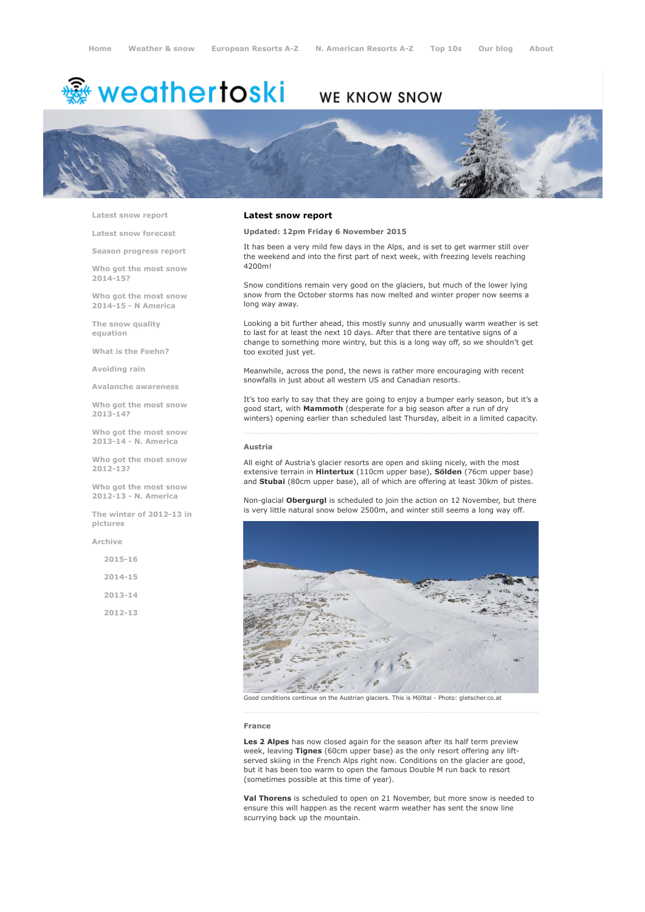Home Weather & snow European Resorts A-Z N. American Resorts A-Z Top 10s Our blog About

weathertoski WE KNOW SNOW

- Latest snow report
- Latest snow forecast
- Season progress report
- Who got the most snow 2014-15?
- Who got the most snow 2014-15 - N America
- The snow quality equation
- What is the Foehn?
- Avoiding rain
- Avalanche awareness
- Who got the most snow 2013-14?
- Who got the most snow 2013-14 - N. America
- Who got the most snow 2012-13?
- Who got the most snow 2012-13 - N. America
- The winter of 2012-13 in pictures
- Archive
  - 2015-16
  - 2014-15
  - 2013-14
  - 2012-13

## Latest snow report

**Updated: 12pm Friday 6 November 2015**

It has been a very mild few days in the Alps, and is set to get warmer still over the weekend and into the first part of next week, with freezing levels reaching 4200m!

Snow conditions remain very good on the glaciers, but much of the lower lying snow from the October storms has now melted and winter proper now seems a long way away.

Looking a bit further ahead, this mostly sunny and unusually warm weather is set to last for at least the next 10 days. After that there are tentative signs of a change to something more wintry, but this is a long way off, so we shouldn't get too excited just yet.

Meanwhile, across the pond, the news is rather more encouraging with recent snowfalls in just about all western US and Canadian resorts.

It's too early to say that they are going to enjoy a bumper early season, but it's a good start, with **Mammoth** (desperate for a big season after a run of dry winters) opening earlier than scheduled last Thursday, albeit in a limited capacity.

### Austria

All eight of Austria's glacier resorts are open and skiing nicely, with the most extensive terrain in **Hintertux** (110cm upper base), **Sölden** (76cm upper base) and **Stubai** (80cm upper base), all of which are offering at least 30km of pistes.

Non-glacial **Obergurgl** is scheduled to join the action on 12 November, but there is very little natural snow below 2500m, and winter still seems a long way off.

Good conditions continue on the Austrian glaciers. This is Mölltal - Photo: gletscher.co.at

### France

**Les 2 Alpes** has now closed again for the season after its half term preview week, leaving **Tignes** (60cm upper base) as the only resort offering any lift-served skiing in the French Alps right now. Conditions on the glacier are good, but it has been too warm to open the famous Double M run back to resort (sometimes possible at this time of year).

**Val Thorens** is scheduled to open on 21 November, but more snow is needed to ensure this will happen as the recent warm weather has sent the snow line scurrying back up the mountain.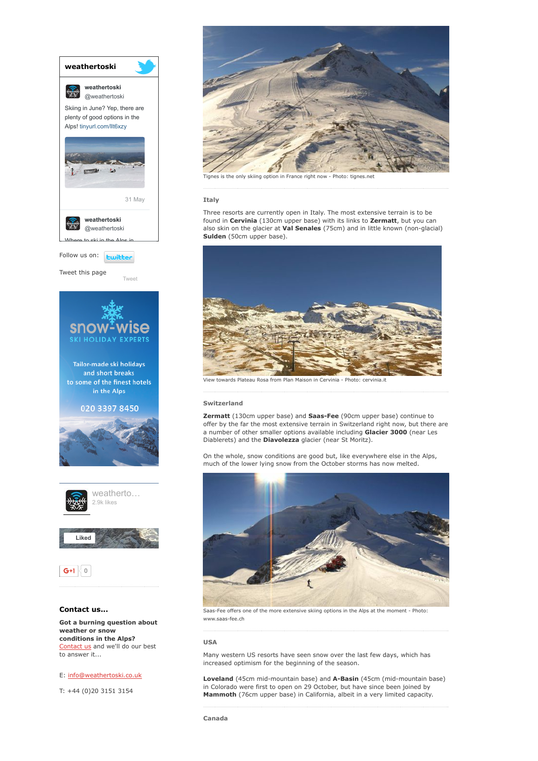**weathertoski**

weathertoski
@weathertoski

Skiing in June? Yep, there are plenty of good options in the Alps! tinyurl.com/llt6xzy

31 May

weathertoski
@weathertoski

Where to ski in the Alps in...

Follow us on: twitter

Tweet this page

Tweet

snow-wise
SKI HOLIDAY EXPERTS

Tailor-made ski holidays and short breaks to some of the finest hotels in the Alps

020 3397 8450

weatherto...
2.9k likes

Liked

G+1 0

### Contact us...

**Got a burning question about weather or snow conditions in the Alps?**
Contact us and we'll do our best to answer it...

E: info@weathertoski.co.uk

T: +44 (0)20 3151 3154

Tignes is the only skiing option in France right now - Photo: tignes.net

### Italy

Three resorts are currently open in Italy. The most extensive terrain is to be found in **Cervinia** (130cm upper base) with its links to **Zermatt**, but you can also skin on the glacier at **Val Senales** (75cm) and in little known (non-glacial) **Sulden** (50cm upper base).

View towards Plateau Rosa from Plan Maison in Cervinia - Photo: cervinia.it

### Switzerland

**Zermatt** (130cm upper base) and **Saas-Fee** (90cm upper base) continue to offer by the far the most extensive terrain in Switzerland right now, but there are a number of other smaller options available including **Glacier 3000** (near Les Diablerets) and the **Diavolezza** glacier (near St Moritz).

On the whole, snow conditions are good but, like everywhere else in the Alps, much of the lower lying snow from the October storms has now melted.

Saas-Fee offers one of the more extensive skiing options in the Alps at the moment - Photo: www.saas-fee.ch

### USA

Many western US resorts have seen snow over the last few days, which has increased optimism for the beginning of the season.

**Loveland** (45cm mid-mountain base) and **A-Basin** (45cm (mid-mountain base) in Colorado were first to open on 29 October, but have since been joined by **Mammoth** (76cm upper base) in California, albeit in a very limited capacity.

### Canada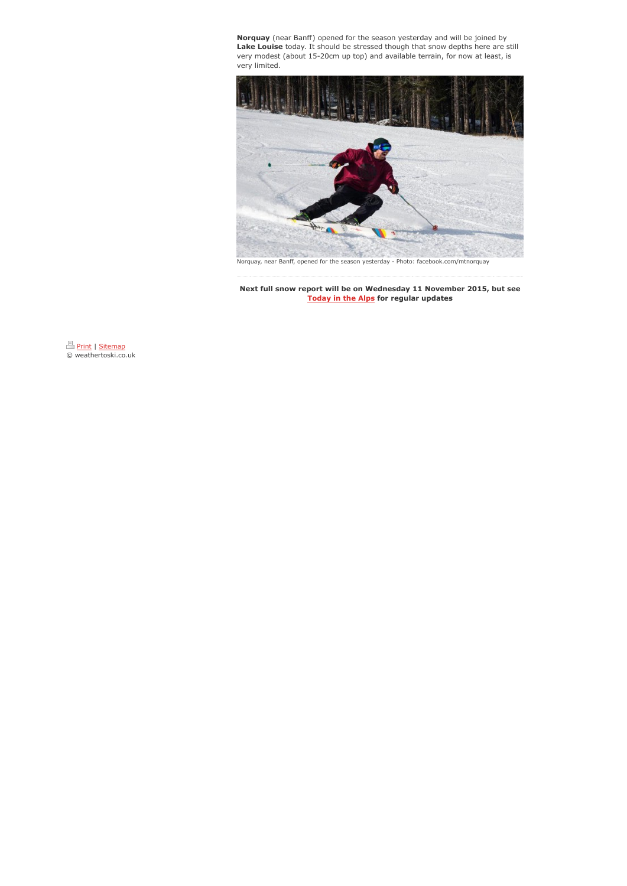**Norquay** (near Banff) opened for the season yesterday and will be joined by **Lake Louise** today. It should be stressed though that snow depths here are still very modest (about 15-20cm up top) and available terrain, for now at least, is very limited.

Norquay, near Banff, opened for the season yesterday - Photo: facebook.com/mtnorquay

---

**Next full snow report will be on Wednesday 11 November 2015, but see Today in the Alps for regular updates**

Print | Sitemap
© weathertoski.co.uk